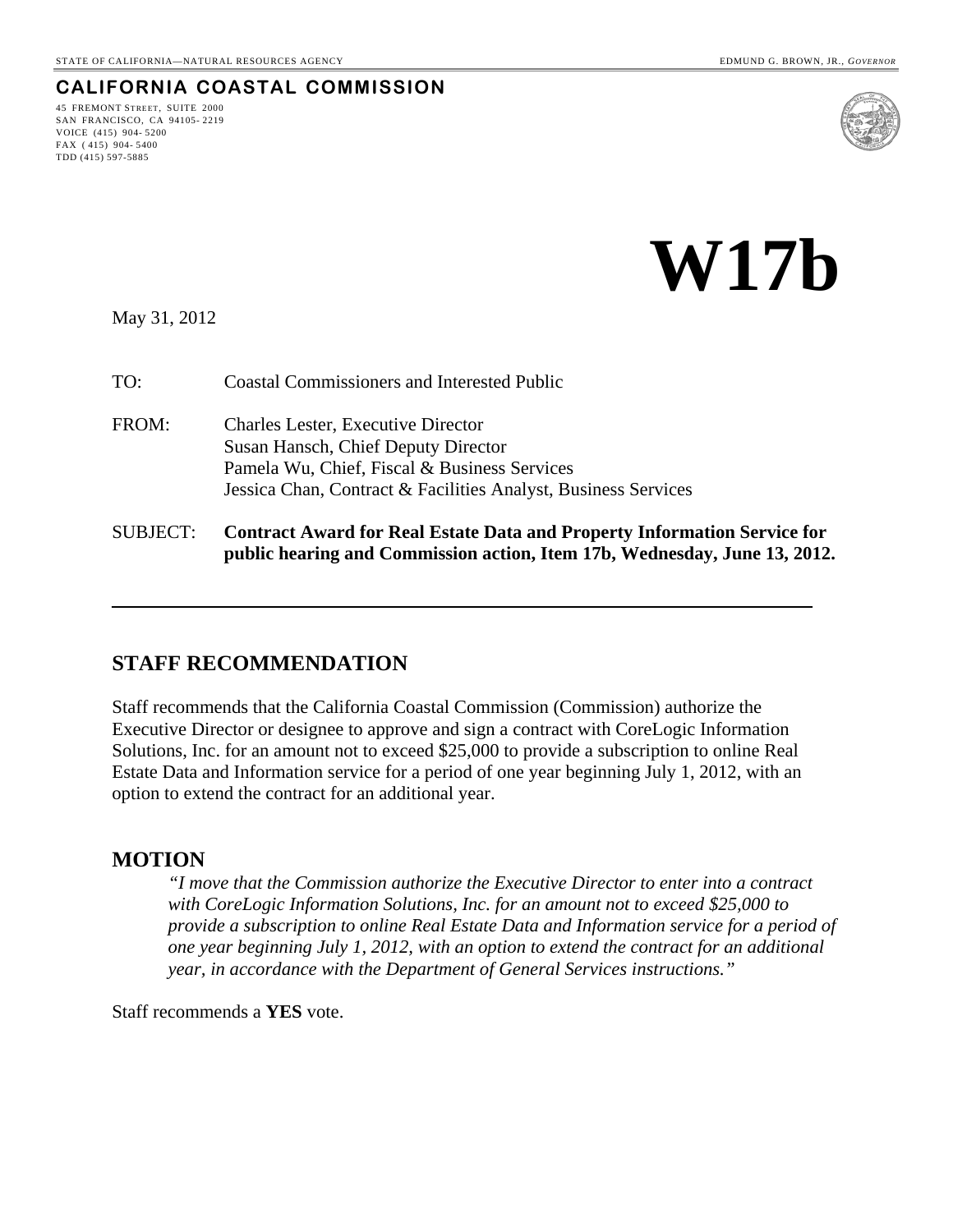STATE OF CALIFORNIA—NATURAL RESOURCES AGENCY

EDMUND G. BROWN, JR., *GOVERNOR*

**CALIFORNIA COASTAL COMMISSION**

45 FREMONT STREET, SUITE 2000
SAN FRANCISCO, CA 94105-2219
VOICE (415) 904-5200
FAX (415) 904-5400
TDD (415) 597-5885

# W17b

May 31, 2012

TO: Coastal Commissioners and Interested Public

FROM: Charles Lester, Executive Director
Susan Hansch, Chief Deputy Director
Pamela Wu, Chief, Fiscal & Business Services
Jessica Chan, Contract & Facilities Analyst, Business Services

SUBJECT: **Contract Award for Real Estate Data and Property Information Service for public hearing and Commission action, Item 17b, Wednesday, June 13, 2012.**

---

## STAFF RECOMMENDATION

Staff recommends that the California Coastal Commission (Commission) authorize the Executive Director or designee to approve and sign a contract with CoreLogic Information Solutions, Inc. for an amount not to exceed $25,000 to provide a subscription to online Real Estate Data and Information service for a period of one year beginning July 1, 2012, with an option to extend the contract for an additional year.

## MOTION

*"I move that the Commission authorize the Executive Director to enter into a contract with CoreLogic Information Solutions, Inc. for an amount not to exceed $25,000 to provide a subscription to online Real Estate Data and Information service for a period of one year beginning July 1, 2012, with an option to extend the contract for an additional year, in accordance with the Department of General Services instructions."*

Staff recommends a **YES** vote.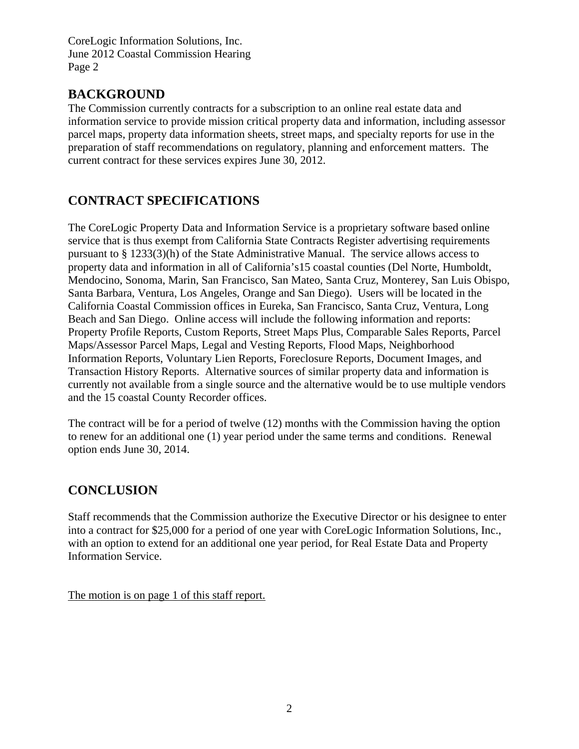## BACKGROUND

The Commission currently contracts for a subscription to an online real estate data and information service to provide mission critical property data and information, including assessor parcel maps, property data information sheets, street maps, and specialty reports for use in the preparation of staff recommendations on regulatory, planning and enforcement matters. The current contract for these services expires June 30, 2012.

## CONTRACT SPECIFICATIONS

The CoreLogic Property Data and Information Service is a proprietary software based online service that is thus exempt from California State Contracts Register advertising requirements pursuant to § 1233(3)(h) of the State Administrative Manual. The service allows access to property data and information in all of California's15 coastal counties (Del Norte, Humboldt, Mendocino, Sonoma, Marin, San Francisco, San Mateo, Santa Cruz, Monterey, San Luis Obispo, Santa Barbara, Ventura, Los Angeles, Orange and San Diego). Users will be located in the California Coastal Commission offices in Eureka, San Francisco, Santa Cruz, Ventura, Long Beach and San Diego. Online access will include the following information and reports: Property Profile Reports, Custom Reports, Street Maps Plus, Comparable Sales Reports, Parcel Maps/Assessor Parcel Maps, Legal and Vesting Reports, Flood Maps, Neighborhood Information Reports, Voluntary Lien Reports, Foreclosure Reports, Document Images, and Transaction History Reports. Alternative sources of similar property data and information is currently not available from a single source and the alternative would be to use multiple vendors and the 15 coastal County Recorder offices.

The contract will be for a period of twelve (12) months with the Commission having the option to renew for an additional one (1) year period under the same terms and conditions. Renewal option ends June 30, 2014.

## CONCLUSION

Staff recommends that the Commission authorize the Executive Director or his designee to enter into a contract for $25,000 for a period of one year with CoreLogic Information Solutions, Inc., with an option to extend for an additional one year period, for Real Estate Data and Property Information Service.

The motion is on page 1 of this staff report.